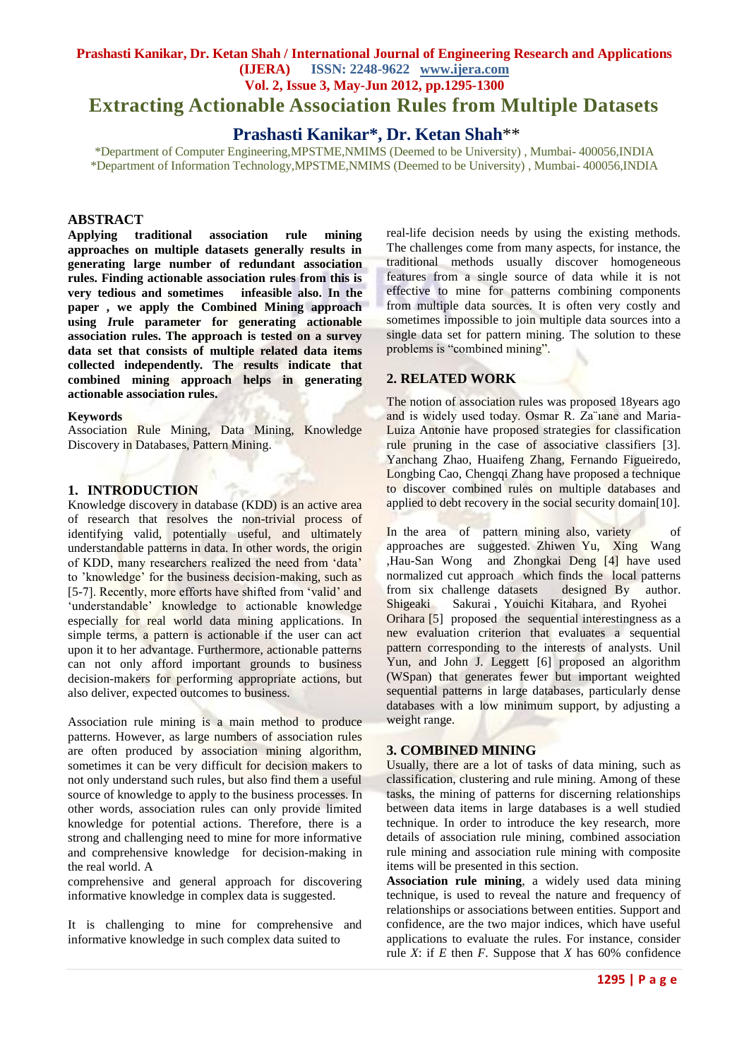# Extracting Actionable Association Rules from Multiple Datasets

## Prashasti Kanikar*, Dr. Ketan Shah**

*Department of Computer Engineering,MPSTME,NMIMS (Deemed to be University) , Mumbai- 400056,INDIA
*Department of Information Technology,MPSTME,NMIMS (Deemed to be University) , Mumbai- 400056,INDIA

### ABSTRACT

**Applying traditional association rule mining approaches on multiple datasets generally results in generating large number of redundant association rules. Finding actionable association rules from this is very tedious and sometimes infeasible also. In the paper , we apply the Combined Mining approach using *I*rule parameter for generating actionable association rules. The approach is tested on a survey data set that consists of multiple related data items collected independently. The results indicate that combined mining approach helps in generating actionable association rules.**

### Keywords

Association Rule Mining, Data Mining, Knowledge Discovery in Databases, Pattern Mining.

## 1. INTRODUCTION

Knowledge discovery in database (KDD) is an active area of research that resolves the non-trivial process of identifying valid, potentially useful, and ultimately understandable patterns in data. In other words, the origin of KDD, many researchers realized the need from 'data' to 'knowledge' for the business decision-making, such as [5-7]. Recently, more efforts have shifted from 'valid' and 'understandable' knowledge to actionable knowledge especially for real world data mining applications. In simple terms, a pattern is actionable if the user can act upon it to her advantage. Furthermore, actionable patterns can not only afford important grounds to business decision-makers for performing appropriate actions, but also deliver, expected outcomes to business.

Association rule mining is a main method to produce patterns. However, as large numbers of association rules are often produced by association mining algorithm, sometimes it can be very difficult for decision makers to not only understand such rules, but also find them a useful source of knowledge to apply to the business processes. In other words, association rules can only provide limited knowledge for potential actions. Therefore, there is a strong and challenging need to mine for more informative and comprehensive knowledge for decision-making in the real world. A

comprehensive and general approach for discovering informative knowledge in complex data is suggested.

It is challenging to mine for comprehensive and informative knowledge in such complex data suited to real-life decision needs by using the existing methods. The challenges come from many aspects, for instance, the traditional methods usually discover homogeneous features from a single source of data while it is not effective to mine for patterns combining components from multiple data sources. It is often very costly and sometimes impossible to join multiple data sources into a single data set for pattern mining. The solution to these problems is "combined mining".

## 2. RELATED WORK

The notion of association rules was proposed 18years ago and is widely used today. Osmar R. Za¨ıane and Maria-Luiza Antonie have proposed strategies for classification rule pruning in the case of associative classifiers [3]. Yanchang Zhao, Huaifeng Zhang, Fernando Figueiredo, Longbing Cao, Chengqi Zhang have proposed a technique to discover combined rules on multiple databases and applied to debt recovery in the social security domain[10].

In the area of pattern mining also, variety of approaches are suggested. Zhiwen Yu, Xing Wang ,Hau-San Wong and Zhongkai Deng [4] have used normalized cut approach which finds the local patterns from six challenge datasets designed By author. Shigeaki Sakurai , Youichi Kitahara, and Ryohei Orihara [5] proposed the sequential interestingness as a new evaluation criterion that evaluates a sequential pattern corresponding to the interests of analysts. Unil Yun, and John J. Leggett [6] proposed an algorithm (WSpan) that generates fewer but important weighted sequential patterns in large databases, particularly dense databases with a low minimum support, by adjusting a weight range.

## 3. COMBINED MINING

Usually, there are a lot of tasks of data mining, such as classification, clustering and rule mining. Among of these tasks, the mining of patterns for discerning relationships between data items in large databases is a well studied technique. In order to introduce the key research, more details of association rule mining, combined association rule mining and association rule mining with composite items will be presented in this section.

**Association rule mining**, a widely used data mining technique, is used to reveal the nature and frequency of relationships or associations between entities. Support and confidence, are the two major indices, which have useful applications to evaluate the rules. For instance, consider rule *X*: if *E* then *F*. Suppose that *X* has 60% confidence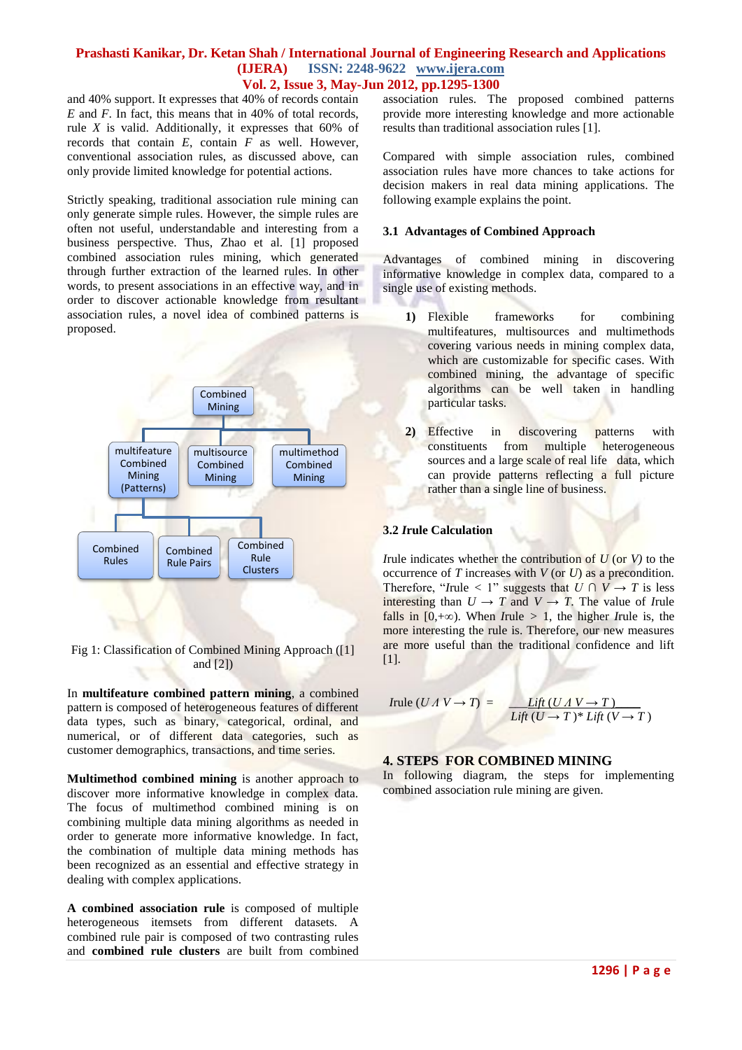and 40% support. It expresses that 40% of records contain *E* and *F*. In fact, this means that in 40% of total records, rule *X* is valid. Additionally, it expresses that 60% of records that contain *E*, contain *F* as well. However, conventional association rules, as discussed above, can only provide limited knowledge for potential actions.

Strictly speaking, traditional association rule mining can only generate simple rules. However, the simple rules are often not useful, understandable and interesting from a business perspective. Thus, Zhao et al. [1] proposed combined association rules mining, which generated through further extraction of the learned rules. In other words, to present associations in an effective way, and in order to discover actionable knowledge from resultant association rules, a novel idea of combined patterns is proposed.

Combined Mining

multifeature Combined Mining (Patterns) | multisource Combined Mining | multimethod Combined Mining

Combined Rules | Combined Rule Pairs | Combined Rule Clusters

Fig 1: Classification of Combined Mining Approach ([1] and [2])

In **multifeature combined pattern mining**, a combined pattern is composed of heterogeneous features of different data types, such as binary, categorical, ordinal, and numerical, or of different data categories, such as customer demographics, transactions, and time series.

**Multimethod combined mining** is another approach to discover more informative knowledge in complex data. The focus of multimethod combined mining is on combining multiple data mining algorithms as needed in order to generate more informative knowledge. In fact, the combination of multiple data mining methods has been recognized as an essential and effective strategy in dealing with complex applications.

**A combined association rule** is composed of multiple heterogeneous itemsets from different datasets. A combined rule pair is composed of two contrasting rules and **combined rule clusters** are built from combined association rules. The proposed combined patterns provide more interesting knowledge and more actionable results than traditional association rules [1].

Compared with simple association rules, combined association rules have more chances to take actions for decision makers in real data mining applications. The following example explains the point.

### 3.1 Advantages of Combined Approach

Advantages of combined mining in discovering informative knowledge in complex data, compared to a single use of existing methods.

1) Flexible frameworks for combining multifeatures, multisources and multimethods covering various needs in mining complex data, which are customizable for specific cases. With combined mining, the advantage of specific algorithms can be well taken in handling particular tasks.

2) Effective in discovering patterns with constituents from multiple heterogeneous sources and a large scale of real life data, which can provide patterns reflecting a full picture rather than a single line of business.

### 3.2 *I*rule Calculation

*I*rule indicates whether the contribution of *U* (or *V*) to the occurrence of *T* increases with *V* (or *U*) as a precondition. Therefore, "*I*rule < 1" suggests that $U \cap V \rightarrow T$ is less interesting than $U \rightarrow T$ and $V \rightarrow T$. The value of *I*rule falls in $[0,+\infty)$. When *I*rule > 1, the higher *I*rule is, the more interesting the rule is. Therefore, our new measures are more useful than the traditional confidence and lift [1].

$$Irule\ (U \Lambda V \rightarrow T) = \frac{Lift\ (U \Lambda V \rightarrow T)}{Lift\ (U \rightarrow T) * Lift\ (V \rightarrow T)}$$

## 4. STEPS FOR COMBINED MINING

In following diagram, the steps for implementing combined association rule mining are given.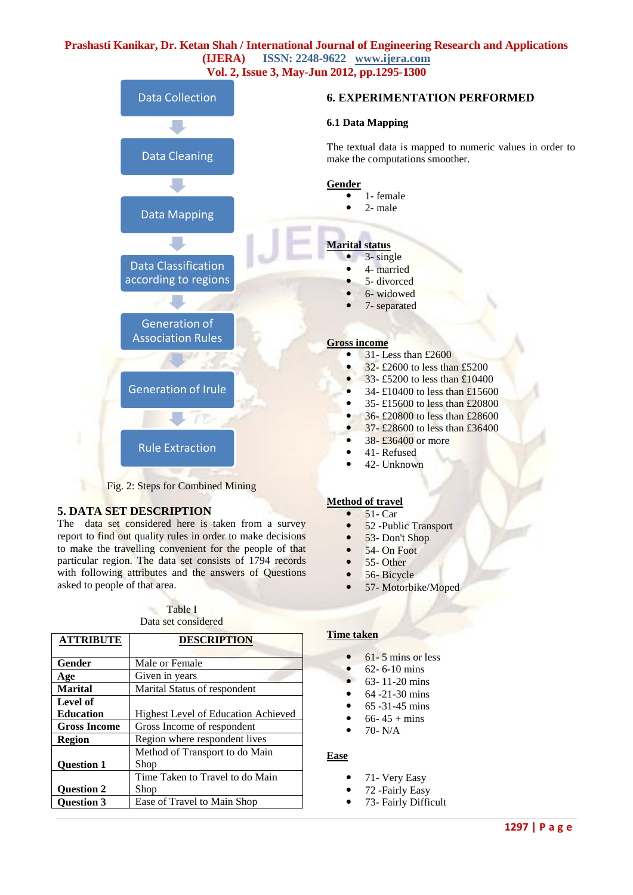Data Collection → Data Cleaning → Data Mapping → Data Classification according to regions → Generation of Association Rules → Generation of Irule → Rule Extraction

Fig. 2: Steps for Combined Mining

## 5. DATA SET DESCRIPTION

The data set considered here is taken from a survey report to find out quality rules in order to make decisions to make the travelling convenient for the people of that particular region. The data set consists of 1794 records with following attributes and the answers of Questions asked to people of that area.

Table I
Data set considered

| ATTRIBUTE | DESCRIPTION |
|---|---|
| **Gender** | Male or Female |
| **Age** | Given in years |
| **Marital** | Marital Status of respondent |
| **Level of Education** | Highest Level of Education Achieved |
| **Gross Income** | Gross Income of respondent |
| **Region** | Region where respondent lives |
| **Question 1** | Method of Transport to do Main Shop |
| **Question 2** | Time Taken to Travel to do Main Shop |
| **Question 3** | Ease of Travel to Main Shop |

## 6. EXPERIMENTATION PERFORMED

### 6.1 Data Mapping

The textual data is mapped to numeric values in order to make the computations smoother.

**Gender**

- 1- female
- 2- male

**Marital status**

- 3- single
- 4- married
- 5- divorced
- 6- widowed
- 7- separated

**Gross income**

- 31- Less than £2600
- 32- £2600 to less than £5200
- 33- £5200 to less than £10400
- 34- £10400 to less than £15600
- 35- £15600 to less than £20800
- 36- £20800 to less than £28600
- 37- £28600 to less than £36400
- 38- £36400 or more
- 41- Refused
- 42- Unknown

**Method of travel**

- 51- Car
- 52 -Public Transport
- 53- Don't Shop
- 54- On Foot
- 55- Other
- 56- Bicycle
- 57- Motorbike/Moped

**Time taken**

- 61- 5 mins or less
- 62- 6-10 mins
- 63- 11-20 mins
- 64 -21-30 mins
- 65 -31-45 mins
- 66- 45 + mins
- 70- N/A

**Ease**

- 71- Very Easy
- 72 -Fairly Easy
- 73- Fairly Difficult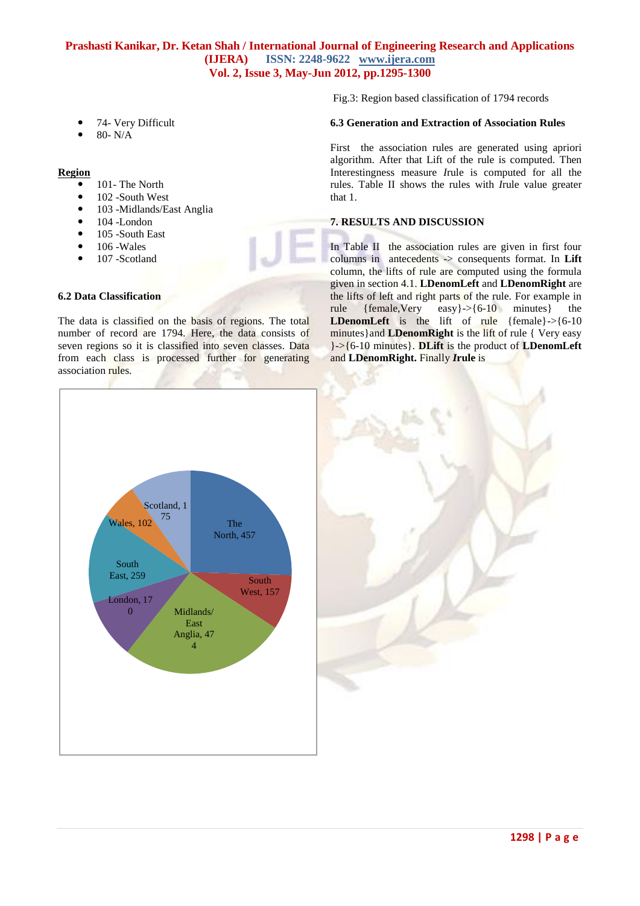- 74- Very Difficult
- 80- N/A

**Region**

- 101- The North
- 102 -South West
- 103 -Midlands/East Anglia
- 104 -London
- 105 -South East
- 106 -Wales
- 107 -Scotland

### 6.2 Data Classification

The data is classified on the basis of regions. The total number of record are 1794. Here, the data consists of seven regions so it is classified into seven classes. Data from each class is processed further for generating association rules.

Fig.3: Region based classification of 1794 records

### 6.3 Generation and Extraction of Association Rules

First the association rules are generated using apriori algorithm. After that Lift of the rule is computed. Then Interestingness measure *I*rule is computed for all the rules. Table II shows the rules with *I*rule value greater that 1.

## 7. RESULTS AND DISCUSSION

In Table II the association rules are given in first four columns in antecedents -> consequents format. In **Lift** column, the lifts of rule are computed using the formula given in section 4.1. **LDenomLeft** and **LDenomRight** are the lifts of left and right parts of the rule. For example in rule {female,Very easy}->{6-10 minutes} the **LDenomLeft** is the lift of rule {female}->{6-10 minutes}and **LDenomRight** is the lift of rule { Very easy }->{6-10 minutes}. **DLift** is the product of **LDenomLeft** and **LDenomRight.** Finally ***I*rule** is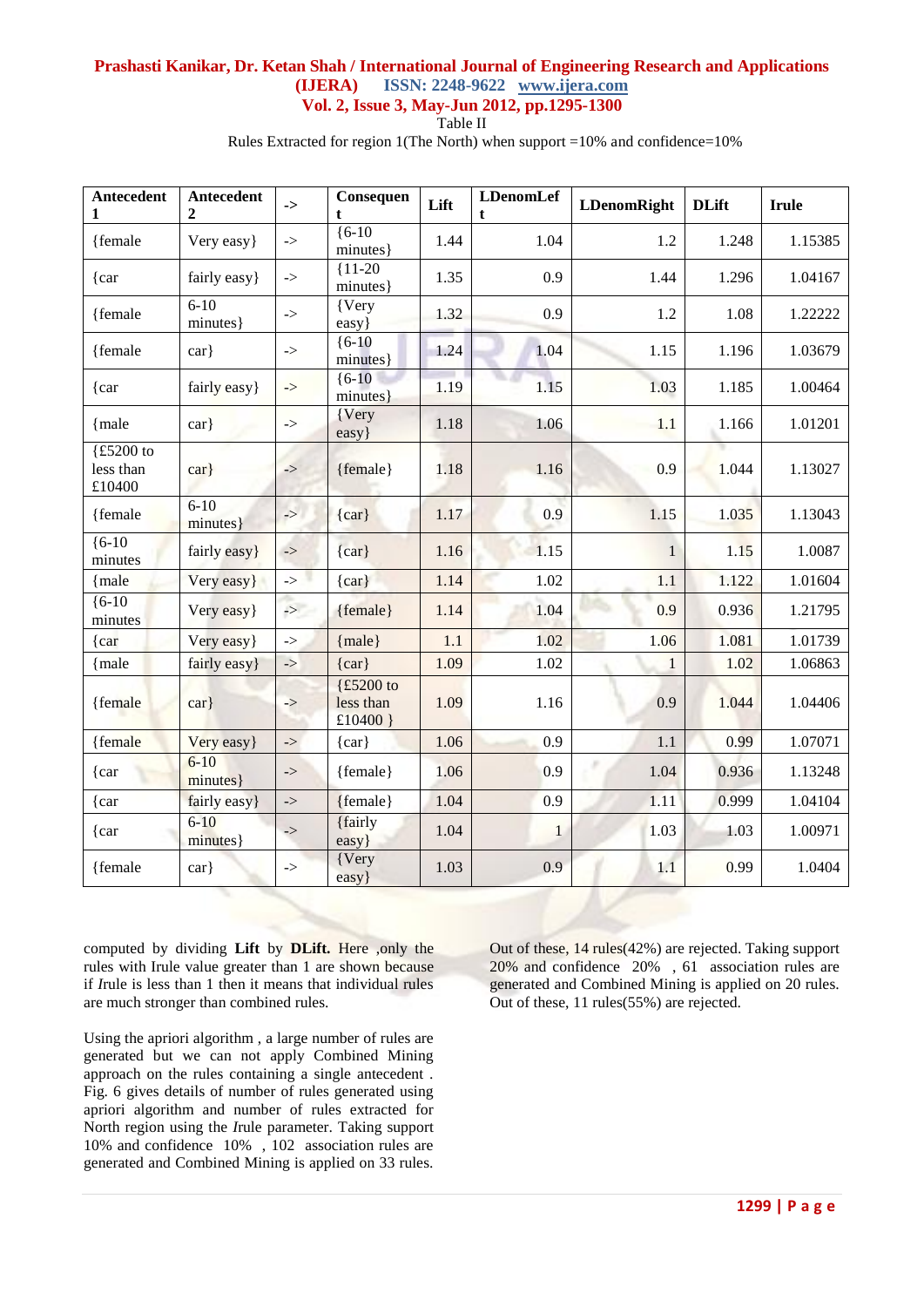Table II

Rules Extracted for region 1(The North) when support =10% and confidence=10%

| Antecedent 1 | Antecedent 2 | -> | Consequent | Lift | LDenomLeft | LDenomRight | DLift | Irule |
|---|---|---|---|---|---|---|---|---|
| {female | Very easy} | -> | {6-10 minutes} | 1.44 | 1.04 | 1.2 | 1.248 | 1.15385 |
| {car | fairly easy} | -> | {11-20 minutes} | 1.35 | 0.9 | 1.44 | 1.296 | 1.04167 |
| {female | 6-10 minutes} | -> | {Very easy} | 1.32 | 0.9 | 1.2 | 1.08 | 1.22222 |
| {female | car} | -> | {6-10 minutes} | 1.24 | 1.04 | 1.15 | 1.196 | 1.03679 |
| {car | fairly easy} | -> | {6-10 minutes} | 1.19 | 1.15 | 1.03 | 1.185 | 1.00464 |
| {male | car} | -> | {Very easy} | 1.18 | 1.06 | 1.1 | 1.166 | 1.01201 |
| {£5200 to less than £10400 | car} | -> | {female} | 1.18 | 1.16 | 0.9 | 1.044 | 1.13027 |
| {female | 6-10 minutes} | -> | {car} | 1.17 | 0.9 | 1.15 | 1.035 | 1.13043 |
| {6-10 minutes | fairly easy} | -> | {car} | 1.16 | 1.15 | 1 | 1.15 | 1.0087 |
| {male | Very easy} | -> | {car} | 1.14 | 1.02 | 1.1 | 1.122 | 1.01604 |
| {6-10 minutes | Very easy} | -> | {female} | 1.14 | 1.04 | 0.9 | 0.936 | 1.21795 |
| {car | Very easy} | -> | {male} | 1.1 | 1.02 | 1.06 | 1.081 | 1.01739 |
| {male | fairly easy} | -> | {car} | 1.09 | 1.02 | 1 | 1.02 | 1.06863 |
| {female | car} | -> | {£5200 to less than £10400 } | 1.09 | 1.16 | 0.9 | 1.044 | 1.04406 |
| {female | Very easy} | -> | {car} | 1.06 | 0.9 | 1.1 | 0.99 | 1.07071 |
| {car | 6-10 minutes} | -> | {female} | 1.06 | 0.9 | 1.04 | 0.936 | 1.13248 |
| {car | fairly easy} | -> | {female} | 1.04 | 0.9 | 1.11 | 0.999 | 1.04104 |
| {car | 6-10 minutes} | -> | {fairly easy} | 1.04 | 1 | 1.03 | 1.03 | 1.00971 |
| {female | car} | -> | {Very easy} | 1.03 | 0.9 | 1.1 | 0.99 | 1.0404 |

computed by dividing **Lift** by **DLift.** Here ,only the rules with Irule value greater than 1 are shown because if *I*rule is less than 1 then it means that individual rules are much stronger than combined rules.

Using the apriori algorithm , a large number of rules are generated but we can not apply Combined Mining approach on the rules containing a single antecedent . Fig. 6 gives details of number of rules generated using apriori algorithm and number of rules extracted for North region using the *I*rule parameter. Taking support 10% and confidence 10% , 102 association rules are generated and Combined Mining is applied on 33 rules. Out of these, 14 rules(42%) are rejected. Taking support 20% and confidence 20% , 61 association rules are generated and Combined Mining is applied on 20 rules. Out of these, 11 rules(55%) are rejected.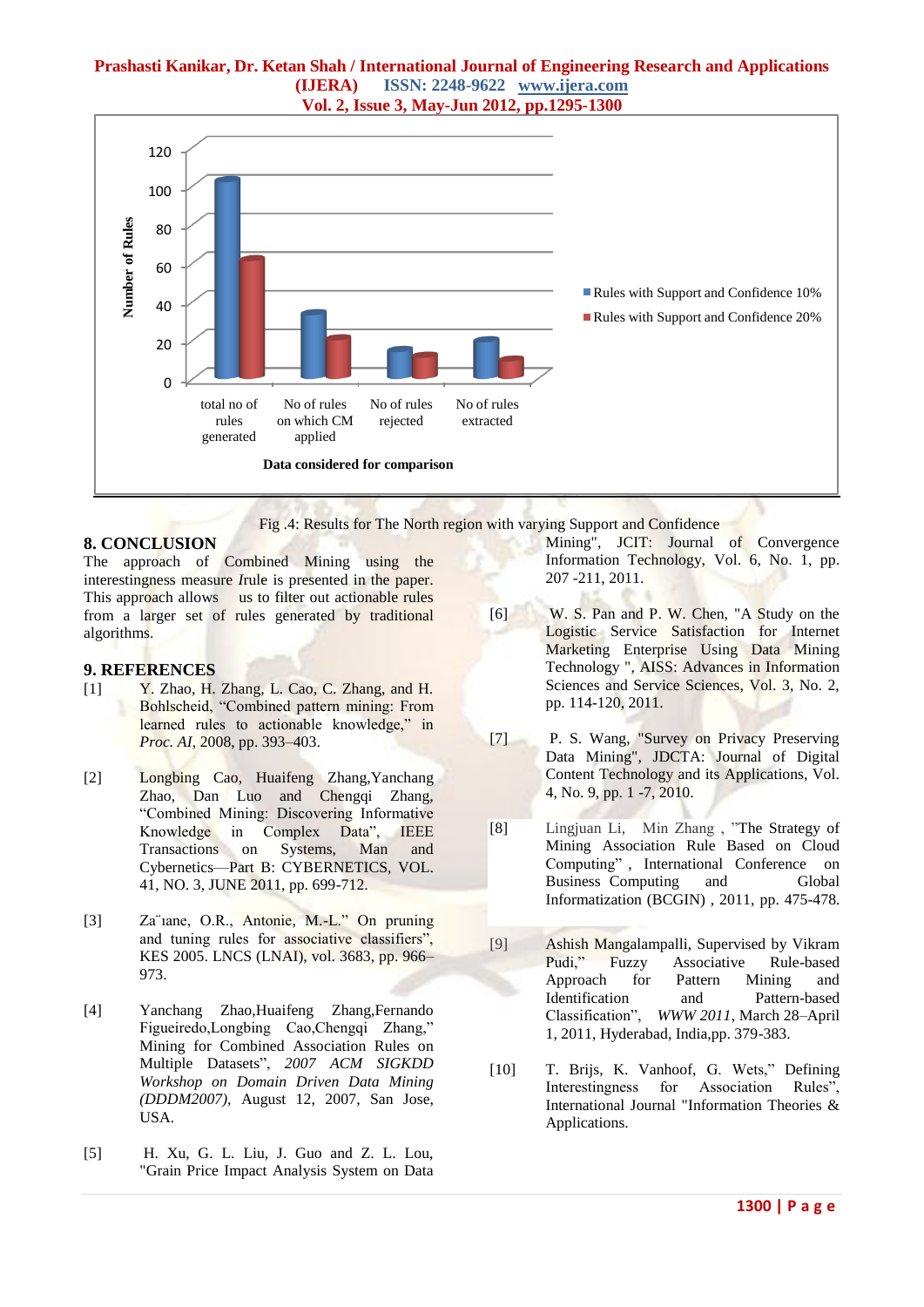120

100

80

60

40

20

0

Number of Rules

total no of rules generated

No of rules on which CM applied

No of rules rejected

No of rules extracted

Data considered for comparison

Rules with Support and Confidence 10%

Rules with Support and Confidence 20%

Fig .4: Results for The North region with varying Support and Confidence

## 8. CONCLUSION

The approach of Combined Mining using the interestingness measure *I*rule is presented in the paper. This approach allows us to filter out actionable rules from a larger set of rules generated by traditional algorithms.

## 9. REFERENCES

[1] Y. Zhao, H. Zhang, L. Cao, C. Zhang, and H. Bohlscheid, "Combined pattern mining: From learned rules to actionable knowledge," in *Proc. AI*, 2008, pp. 393–403.

[2] Longbing Cao, Huaifeng Zhang,Yanchang Zhao, Dan Luo and Chengqi Zhang, "Combined Mining: Discovering Informative Knowledge in Complex Data", IEEE Transactions on Systems, Man and Cybernetics—Part B: CYBERNETICS, VOL. 41, NO. 3, JUNE 2011, pp. 699-712.

[3] Za¨ıane, O.R., Antonie, M.-L." On pruning and tuning rules for associative classifiers", KES 2005. LNCS (LNAI), vol. 3683, pp. 966–973.

[4] Yanchang Zhao,Huaifeng Zhang,Fernando Figueiredo,Longbing Cao,Chengqi Zhang," Mining for Combined Association Rules on Multiple Datasets", *2007 ACM SIGKDD Workshop on Domain Driven Data Mining (DDDM2007)*, August 12, 2007, San Jose, USA.

[5] H. Xu, G. L. Liu, J. Guo and Z. L. Lou, "Grain Price Impact Analysis System on Data Mining", JCIT: Journal of Convergence Information Technology, Vol. 6, No. 1, pp. 207 -211, 2011.

[6] W. S. Pan and P. W. Chen, "A Study on the Logistic Service Satisfaction for Internet Marketing Enterprise Using Data Mining Technology ", AISS: Advances in Information Sciences and Service Sciences, Vol. 3, No. 2, pp. 114-120, 2011.

[7] P. S. Wang, "Survey on Privacy Preserving Data Mining", JDCTA: Journal of Digital Content Technology and its Applications, Vol. 4, No. 9, pp. 1 -7, 2010.

[8] Lingjuan Li, Min Zhang , "The Strategy of Mining Association Rule Based on Cloud Computing" , International Conference on Business Computing and Global Informatization (BCGIN) , 2011, pp. 475-478.

[9] Ashish Mangalampalli, Supervised by Vikram Pudi," Fuzzy Associative Rule-based Approach for Pattern Mining and Identification and Pattern-based Classification", *WWW 2011*, March 28–April 1, 2011, Hyderabad, India,pp. 379-383.

[10] T. Brijs, K. Vanhoof, G. Wets," Defining Interestingness for Association Rules", International Journal "Information Theories & Applications.